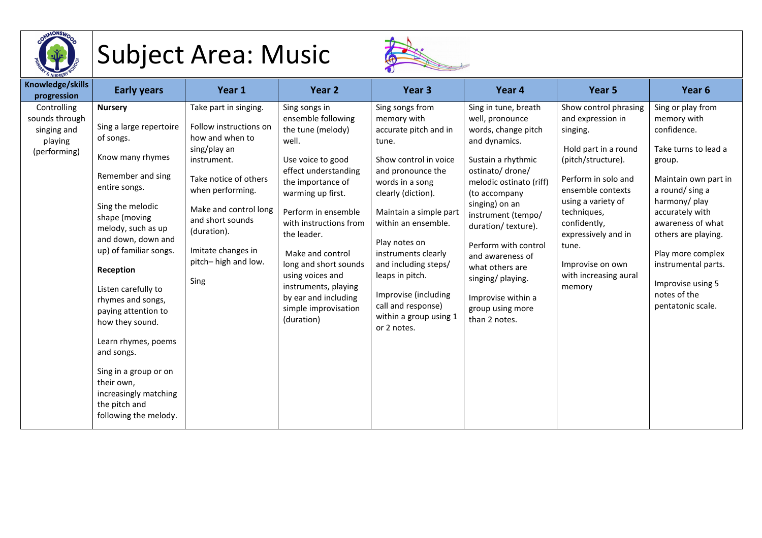# Subject Area: Music

| Knowledge/skills progression | Early years | Year 1 | Year 2 | Year 3 | Year 4 | Year 5 | Year 6 |
|---|---|---|---|---|---|---|---|
| Controlling sounds through singing and playing (performing) | **Nursery**<br><br>Sing a large repertoire of songs.<br><br>Know many rhymes<br><br>Remember and sing entire songs.<br><br>Sing the melodic shape (moving melody, such as up and down, down and up) of familiar songs.<br><br>**Reception**<br><br>Listen carefully to rhymes and songs, paying attention to how they sound.<br><br>Learn rhymes, poems and songs.<br><br>Sing in a group or on their own, increasingly matching the pitch and following the melody. | Take part in singing.<br><br>Follow instructions on how and when to sing/play an instrument.<br><br>Take notice of others when performing.<br><br>Make and control long and short sounds (duration).<br><br>Imitate changes in pitch– high and low.<br><br>Sing | Sing songs in ensemble following the tune (melody) well.<br><br>Use voice to good effect understanding the importance of warming up first.<br><br>Perform in ensemble with instructions from the leader.<br><br>Make and control long and short sounds using voices and instruments, playing by ear and including simple improvisation (duration) | Sing songs from memory with accurate pitch and in tune.<br><br>Show control in voice and pronounce the words in a song clearly (diction).<br><br>Maintain a simple part within an ensemble.<br><br>Play notes on instruments clearly and including steps/ leaps in pitch.<br><br>Improvise (including call and response) within a group using 1 or 2 notes. | Sing in tune, breath well, pronounce words, change pitch and dynamics.<br><br>Sustain a rhythmic ostinato/ drone/ melodic ostinato (riff) (to accompany singing) on an instrument (tempo/ duration/ texture).<br><br>Perform with control and awareness of what others are singing/ playing.<br><br>Improvise within a group using more than 2 notes. | Show control phrasing and expression in singing.<br><br>Hold part in a round (pitch/structure).<br><br>Perform in solo and ensemble contexts using a variety of techniques, confidently, expressively and in tune.<br><br>Improvise on own with increasing aural memory | Sing or play from memory with confidence.<br><br>Take turns to lead a group.<br><br>Maintain own part in a round/ sing a harmony/ play accurately with awareness of what others are playing.<br><br>Play more complex instrumental parts.<br><br>Improvise using 5 notes of the pentatonic scale. |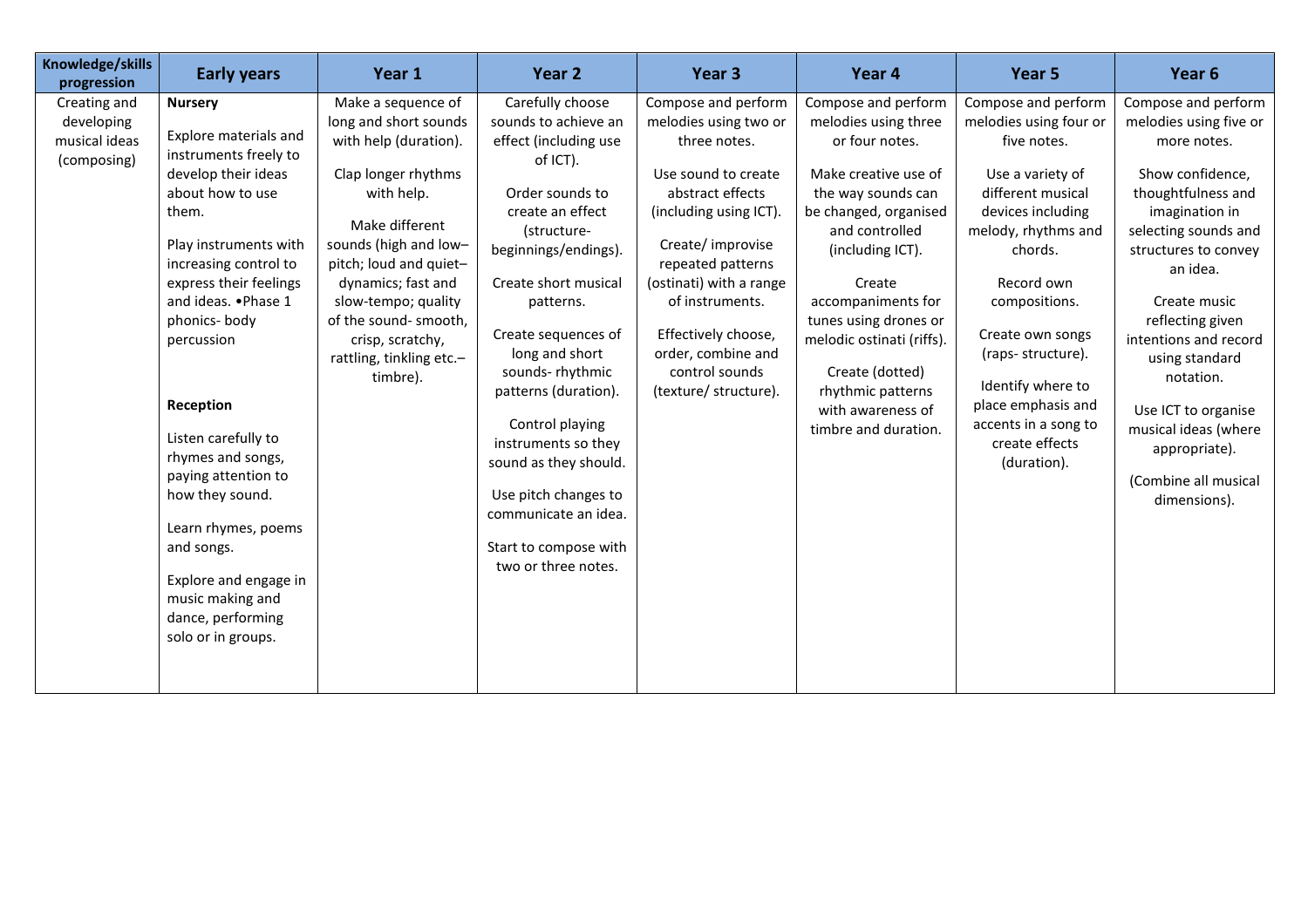| Knowledge/skills progression | Early years | Year 1 | Year 2 | Year 3 | Year 4 | Year 5 | Year 6 |
|---|---|---|---|---|---|---|---|
| Creating and developing musical ideas (composing) | **Nursery**<br><br>Explore materials and instruments freely to develop their ideas about how to use them.<br><br>Play instruments with increasing control to express their feelings and ideas. •Phase 1 phonics- body percussion<br><br>**Reception**<br><br>Listen carefully to rhymes and songs, paying attention to how they sound.<br><br>Learn rhymes, poems and songs.<br><br>Explore and engage in music making and dance, performing solo or in groups. | Make a sequence of long and short sounds with help (duration).<br><br>Clap longer rhythms with help.<br><br>Make different sounds (high and low– pitch; loud and quiet– dynamics; fast and slow-tempo; quality of the sound- smooth, crisp, scratchy, rattling, tinkling etc.– timbre). | Carefully choose sounds to achieve an effect (including use of ICT).<br><br>Order sounds to create an effect (structure- beginnings/endings).<br><br>Create short musical patterns.<br><br>Create sequences of long and short sounds- rhythmic patterns (duration).<br><br>Control playing instruments so they sound as they should.<br><br>Use pitch changes to communicate an idea.<br><br>Start to compose with two or three notes. | Compose and perform melodies using two or three notes.<br><br>Use sound to create abstract effects (including using ICT).<br><br>Create/ improvise repeated patterns (ostinati) with a range of instruments.<br><br>Effectively choose, order, combine and control sounds (texture/ structure). | Compose and perform melodies using three or four notes.<br><br>Make creative use of the way sounds can be changed, organised and controlled (including ICT).<br><br>Create accompaniments for tunes using drones or melodic ostinati (riffs).<br><br>Create (dotted) rhythmic patterns with awareness of timbre and duration. | Compose and perform melodies using four or five notes.<br><br>Use a variety of different musical devices including melody, rhythms and chords.<br><br>Record own compositions.<br><br>Create own songs (raps- structure).<br><br>Identify where to place emphasis and accents in a song to create effects (duration). | Compose and perform melodies using five or more notes.<br><br>Show confidence, thoughtfulness and imagination in selecting sounds and structures to convey an idea.<br><br>Create music reflecting given intentions and record using standard notation.<br><br>Use ICT to organise musical ideas (where appropriate).<br><br>(Combine all musical dimensions). |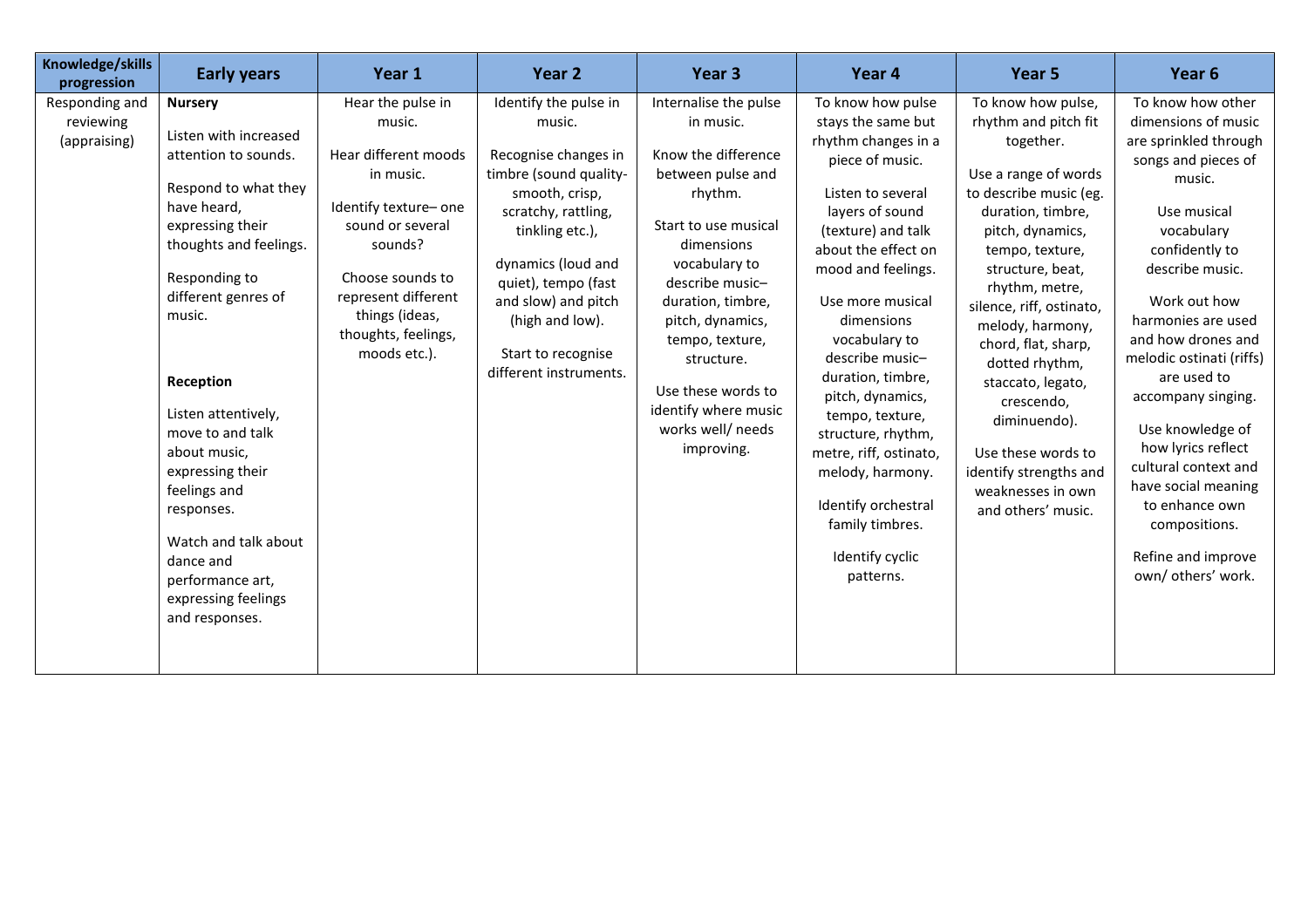| Knowledge/skills progression | Early years | Year 1 | Year 2 | Year 3 | Year 4 | Year 5 | Year 6 |
|---|---|---|---|---|---|---|---|
| Responding and reviewing (appraising) | **Nursery**<br><br>Listen with increased attention to sounds.<br><br>Respond to what they have heard, expressing their thoughts and feelings.<br><br>Responding to different genres of music.<br><br>**Reception**<br><br>Listen attentively, move to and talk about music, expressing their feelings and responses.<br><br>Watch and talk about dance and performance art, expressing feelings and responses. | Hear the pulse in music.<br><br>Hear different moods in music.<br><br>Identify texture– one sound or several sounds?<br><br>Choose sounds to represent different things (ideas, thoughts, feelings, moods etc.). | Identify the pulse in music.<br><br>Recognise changes in timbre (sound quality- smooth, crisp, scratchy, rattling, tinkling etc.),<br><br>dynamics (loud and quiet), tempo (fast and slow) and pitch (high and low).<br><br>Start to recognise different instruments. | Internalise the pulse in music.<br><br>Know the difference between pulse and rhythm.<br><br>Start to use musical dimensions vocabulary to describe music– duration, timbre, pitch, dynamics, tempo, texture, structure.<br><br>Use these words to identify where music works well/ needs improving. | To know how pulse stays the same but rhythm changes in a piece of music.<br><br>Listen to several layers of sound (texture) and talk about the effect on mood and feelings.<br><br>Use more musical dimensions vocabulary to describe music– duration, timbre, pitch, dynamics, tempo, texture, structure, rhythm, metre, riff, ostinato, melody, harmony.<br><br>Identify orchestral family timbres.<br><br>Identify cyclic patterns. | To know how pulse, rhythm and pitch fit together.<br><br>Use a range of words to describe music (eg. duration, timbre, pitch, dynamics, tempo, texture, structure, beat, rhythm, metre, silence, riff, ostinato, melody, harmony, chord, flat, sharp, dotted rhythm, staccato, legato, crescendo, diminuendo).<br><br>Use these words to identify strengths and weaknesses in own and others' music. | To know how other dimensions of music are sprinkled through songs and pieces of music.<br><br>Use musical vocabulary confidently to describe music.<br><br>Work out how harmonies are used and how drones and melodic ostinati (riffs) are used to accompany singing.<br><br>Use knowledge of how lyrics reflect cultural context and have social meaning to enhance own compositions.<br><br>Refine and improve own/ others' work. |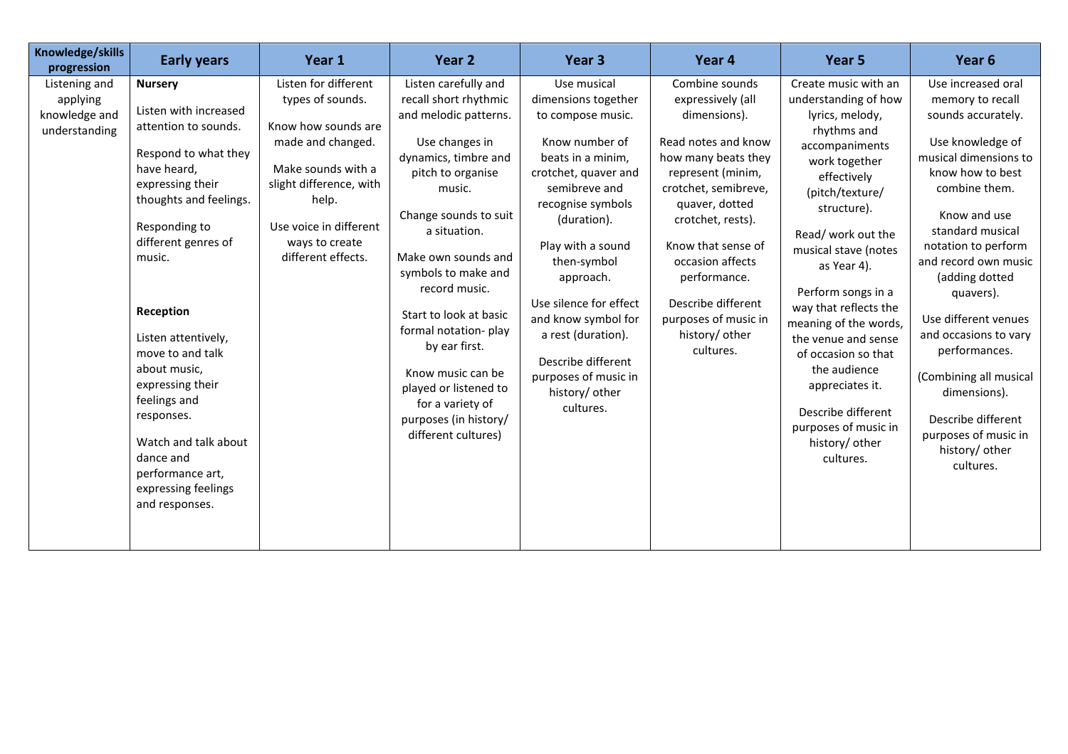| Knowledge/skills progression | Early years | Year 1 | Year 2 | Year 3 | Year 4 | Year 5 | Year 6 |
|---|---|---|---|---|---|---|---|
| Listening and applying knowledge and understanding | **Nursery**<br><br>Listen with increased attention to sounds.<br><br>Respond to what they have heard, expressing their thoughts and feelings.<br><br>Responding to different genres of music.<br><br>**Reception**<br><br>Listen attentively, move to and talk about music, expressing their feelings and responses.<br><br>Watch and talk about dance and performance art, expressing feelings and responses. | Listen for different types of sounds.<br><br>Know how sounds are made and changed.<br><br>Make sounds with a slight difference, with help.<br><br>Use voice in different ways to create different effects. | Listen carefully and recall short rhythmic and melodic patterns.<br><br>Use changes in dynamics, timbre and pitch to organise music.<br><br>Change sounds to suit a situation.<br><br>Make own sounds and symbols to make and record music.<br><br>Start to look at basic formal notation- play by ear first.<br><br>Know music can be played or listened to for a variety of purposes (in history/ different cultures) | Use musical dimensions together to compose music.<br><br>Know number of beats in a minim, crotchet, quaver and semibreve and recognise symbols (duration).<br><br>Play with a sound then-symbol approach.<br><br>Use silence for effect and know symbol for a rest (duration).<br><br>Describe different purposes of music in history/ other cultures. | Combine sounds expressively (all dimensions).<br><br>Read notes and know how many beats they represent (minim, crotchet, semibreve, quaver, dotted crotchet, rests).<br><br>Know that sense of occasion affects performance.<br><br>Describe different purposes of music in history/ other cultures. | Create music with an understanding of how lyrics, melody, rhythms and accompaniments work together effectively (pitch/texture/ structure).<br><br>Read/ work out the musical stave (notes as Year 4).<br><br>Perform songs in a way that reflects the meaning of the words, the venue and sense of occasion so that the audience appreciates it.<br><br>Describe different purposes of music in history/ other cultures. | Use increased oral memory to recall sounds accurately.<br><br>Use knowledge of musical dimensions to know how to best combine them.<br><br>Know and use standard musical notation to perform and record own music (adding dotted quavers).<br><br>Use different venues and occasions to vary performances.<br><br>(Combining all musical dimensions).<br><br>Describe different purposes of music in history/ other cultures. |